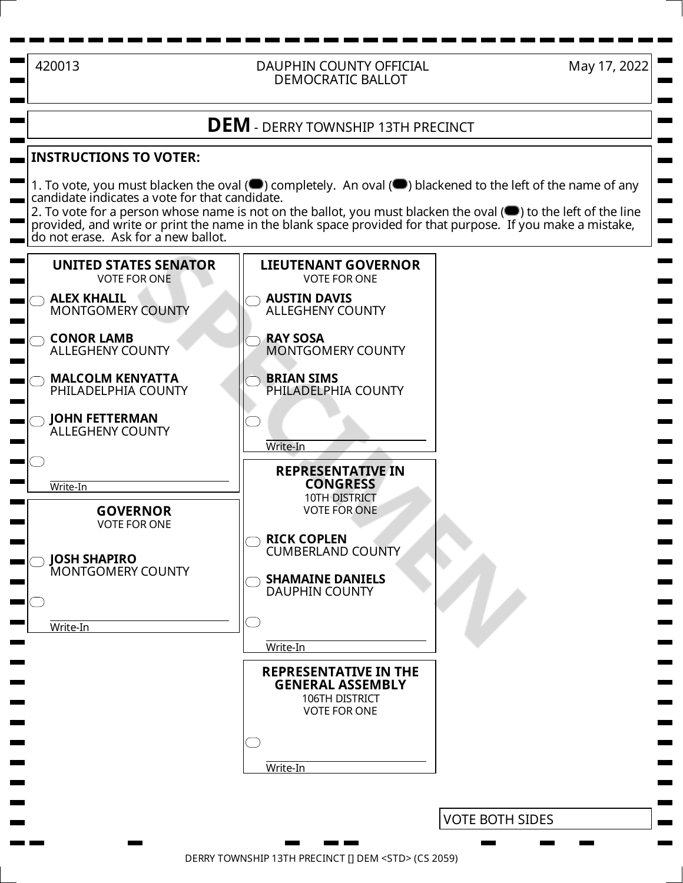420013

DAUPHIN COUNTY OFFICIAL
DEMOCRATIC BALLOT

May 17, 2022

# DEM - DERRY TOWNSHIP 13TH PRECINCT

**INSTRUCTIONS TO VOTER:**

1. To vote, you must blacken the oval (⬬) completely. An oval (⬬) blackened to the left of the name of any candidate indicates a vote for that candidate.
2. To vote for a person whose name is not on the ballot, you must blacken the oval (⬬) to the left of the line provided, and write or print the name in the blank space provided for that purpose. If you make a mistake, do not erase. Ask for a new ballot.

## UNITED STATES SENATOR
VOTE FOR ONE

- ⬭ **ALEX KHALIL**
  MONTGOMERY COUNTY
- ⬭ **CONOR LAMB**
  ALLEGHENY COUNTY
- ⬭ **MALCOLM KENYATTA**
  PHILADELPHIA COUNTY
- ⬭ **JOHN FETTERMAN**
  ALLEGHENY COUNTY
- ⬭ ______________ Write-In

## GOVERNOR
VOTE FOR ONE

- ⬭ **JOSH SHAPIRO**
  MONTGOMERY COUNTY
- ⬭ ______________ Write-In

## LIEUTENANT GOVERNOR
VOTE FOR ONE

- ⬭ **AUSTIN DAVIS**
  ALLEGHENY COUNTY
- ⬭ **RAY SOSA**
  MONTGOMERY COUNTY
- ⬭ **BRIAN SIMS**
  PHILADELPHIA COUNTY
- ⬭ ______________ Write-In

## REPRESENTATIVE IN CONGRESS
10TH DISTRICT
VOTE FOR ONE

- ⬭ **RICK COPLEN**
  CUMBERLAND COUNTY
- ⬭ **SHAMAINE DANIELS**
  DAUPHIN COUNTY
- ⬭ ______________ Write-In

## REPRESENTATIVE IN THE GENERAL ASSEMBLY
106TH DISTRICT
VOTE FOR ONE

- ⬭ ______________ Write-In

VOTE BOTH SIDES

DERRY TOWNSHIP 13TH PRECINCT [] DEM <STD> (CS 2059)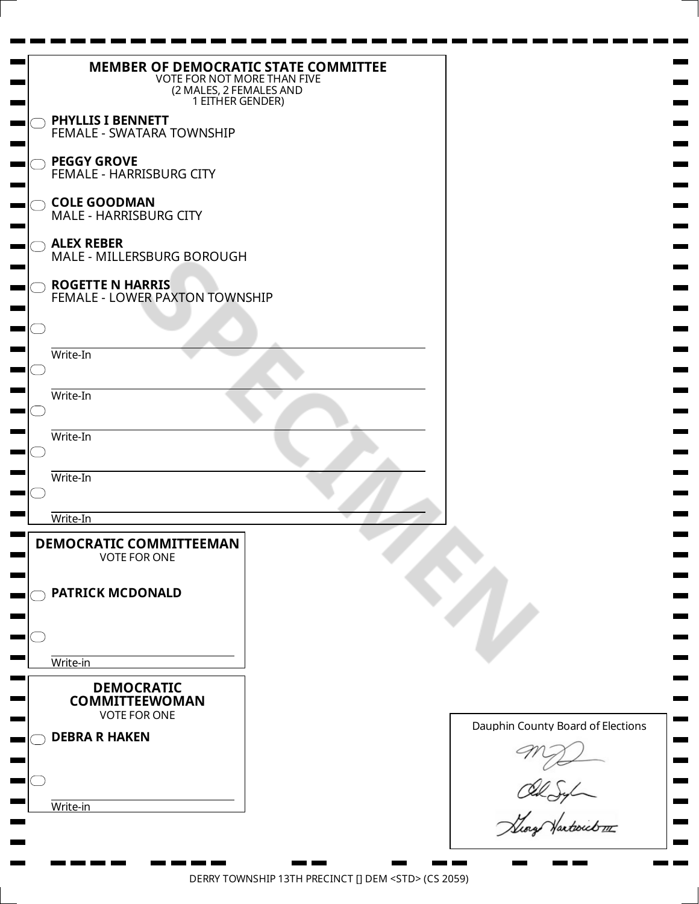## MEMBER OF DEMOCRATIC STATE COMMITTEE

VOTE FOR NOT MORE THAN FIVE
(2 MALES, 2 FEMALES AND
1 EITHER GENDER)

- **PHYLLIS I BENNETT**
  FEMALE - SWATARA TOWNSHIP
- **PEGGY GROVE**
  FEMALE - HARRISBURG CITY
- **COLE GOODMAN**
  MALE - HARRISBURG CITY
- **ALEX REBER**
  MALE - MILLERSBURG BOROUGH
- **ROGETTE N HARRIS**
  FEMALE - LOWER PAXTON TOWNSHIP
- Write-In
- Write-In
- Write-In
- Write-In
- Write-In

## DEMOCRATIC COMMITTEEMAN

VOTE FOR ONE

- **PATRICK MCDONALD**
- Write-in

## DEMOCRATIC COMMITTEEWOMAN

VOTE FOR ONE

- **DEBRA R HAKEN**
- Write-in

Dauphin County Board of Elections

SPECIMEN

DERRY TOWNSHIP 13TH PRECINCT [] DEM <STD> (CS 2059)